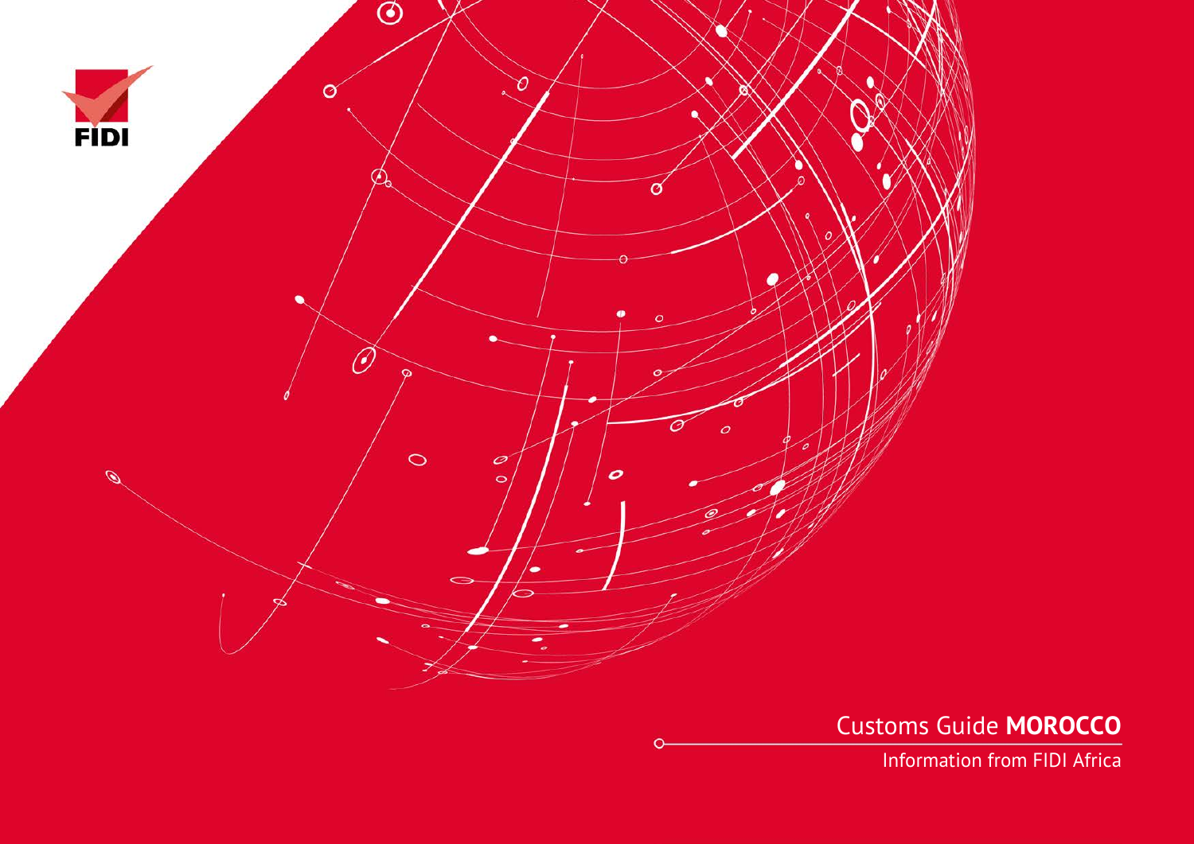FIDI

# Customs Guide **MOROCCO**

Information from FIDI Africa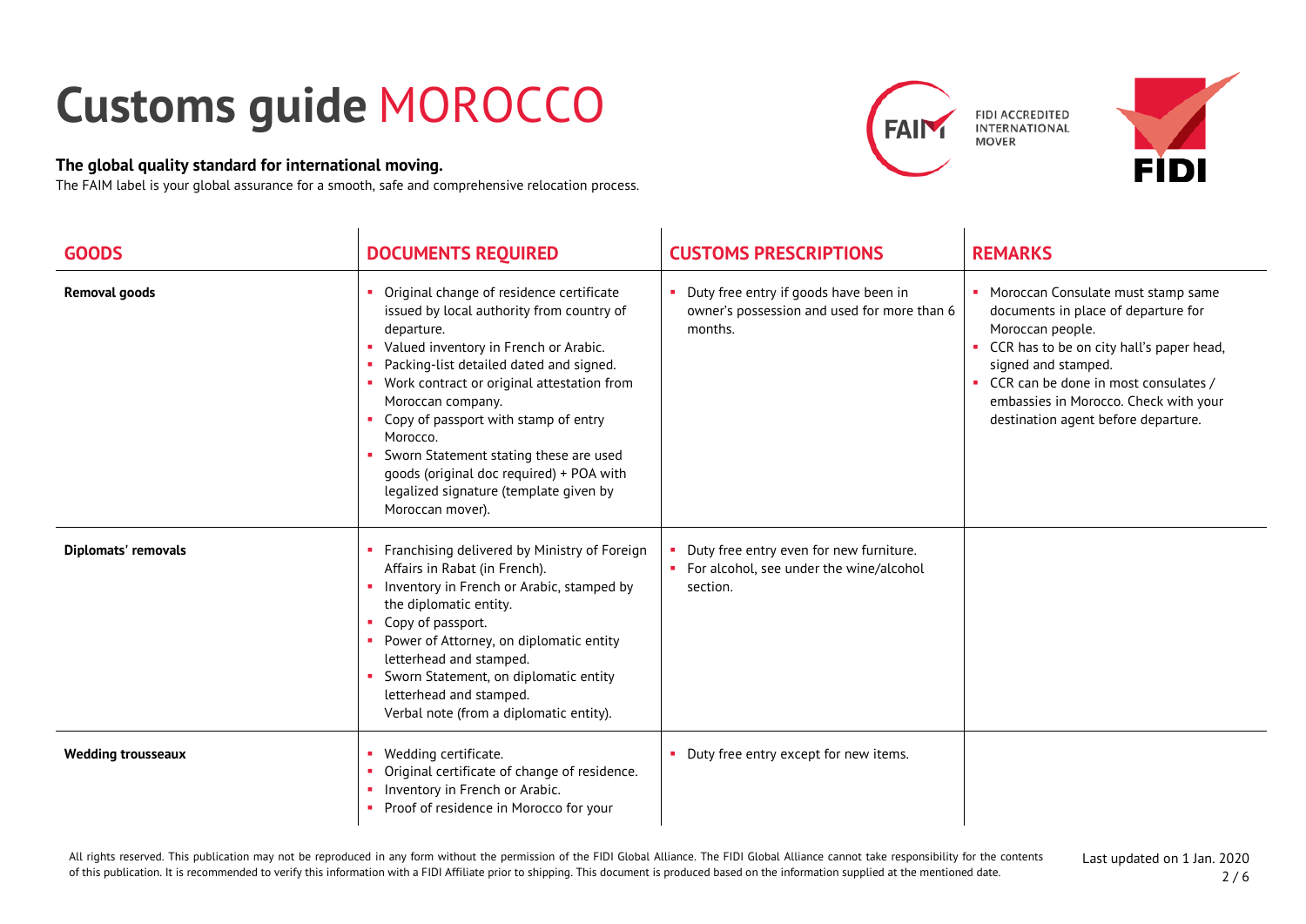# Customs guide MOROCCO

**The global quality standard for international moving.**
The FAIM label is your global assurance for a smooth, safe and comprehensive relocation process.

FIDI ACCREDITED INTERNATIONAL MOVER

| GOODS | DOCUMENTS REQUIRED | CUSTOMS PRESCRIPTIONS | REMARKS |
|---|---|---|---|
| **Removal goods** | ▪ Original change of residence certificate issued by local authority from country of departure.<br>▪ Valued inventory in French or Arabic.<br>▪ Packing-list detailed dated and signed.<br>▪ Work contract or original attestation from Moroccan company.<br>▪ Copy of passport with stamp of entry Morocco.<br>▪ Sworn Statement stating these are used goods (original doc required) + POA with legalized signature (template given by Moroccan mover). | ▪ Duty free entry if goods have been in owner's possession and used for more than 6 months. | ▪ Moroccan Consulate must stamp same documents in place of departure for Moroccan people.<br>▪ CCR has to be on city hall's paper head, signed and stamped.<br>▪ CCR can be done in most consulates / embassies in Morocco. Check with your destination agent before departure. |
| **Diplomats' removals** | ▪ Franchising delivered by Ministry of Foreign Affairs in Rabat (in French).<br>▪ Inventory in French or Arabic, stamped by the diplomatic entity.<br>▪ Copy of passport.<br>▪ Power of Attorney, on diplomatic entity letterhead and stamped.<br>▪ Sworn Statement, on diplomatic entity letterhead and stamped.<br>Verbal note (from a diplomatic entity). | ▪ Duty free entry even for new furniture.<br>▪ For alcohol, see under the wine/alcohol section. | |
| **Wedding trousseaux** | ▪ Wedding certificate.<br>▪ Original certificate of change of residence.<br>▪ Inventory in French or Arabic.<br>▪ Proof of residence in Morocco for your | ▪ Duty free entry except for new items. | |

All rights reserved. This publication may not be reproduced in any form without the permission of the FIDI Global Alliance. The FIDI Global Alliance cannot take responsibility for the contents of this publication. It is recommended to verify this information with a FIDI Affiliate prior to shipping. This document is produced based on the information supplied at the mentioned date.

Last updated on 1 Jan. 2020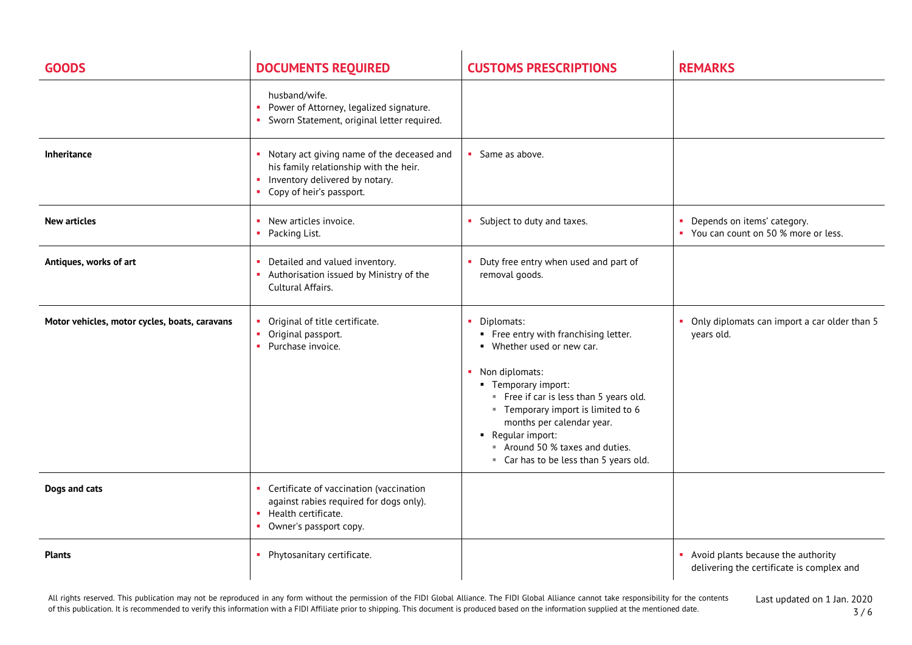| GOODS | DOCUMENTS REQUIRED | CUSTOMS PRESCRIPTIONS | REMARKS |
|---|---|---|---|
| | husband/wife.<br>▪ Power of Attorney, legalized signature.<br>▪ Sworn Statement, original letter required. | | |
| **Inheritance** | ▪ Notary act giving name of the deceased and his family relationship with the heir.<br>▪ Inventory delivered by notary.<br>▪ Copy of heir's passport. | ▪ Same as above. | |
| **New articles** | ▪ New articles invoice.<br>▪ Packing List. | ▪ Subject to duty and taxes. | ▪ Depends on items' category.<br>▪ You can count on 50 % more or less. |
| **Antiques, works of art** | ▪ Detailed and valued inventory.<br>▪ Authorisation issued by Ministry of the Cultural Affairs. | ▪ Duty free entry when used and part of removal goods. | |
| **Motor vehicles, motor cycles, boats, caravans** | ▪ Original of title certificate.<br>▪ Original passport.<br>▪ Purchase invoice. | ▪ Diplomats:<br>  ▪ Free entry with franchising letter.<br>  ▪ Whether used or new car.<br>▪ Non diplomats:<br>  ▪ Temporary import:<br>    ▪ Free if car is less than 5 years old.<br>    ▪ Temporary import is limited to 6 months per calendar year.<br>  ▪ Regular import:<br>    ▪ Around 50 % taxes and duties.<br>    ▪ Car has to be less than 5 years old. | ▪ Only diplomats can import a car older than 5 years old. |
| **Dogs and cats** | ▪ Certificate of vaccination (vaccination against rabies required for dogs only).<br>▪ Health certificate.<br>▪ Owner's passport copy. | | |
| **Plants** | ▪ Phytosanitary certificate. | | ▪ Avoid plants because the authority delivering the certificate is complex and |

All rights reserved. This publication may not be reproduced in any form without the permission of the FIDI Global Alliance. The FIDI Global Alliance cannot take responsibility for the contents of this publication. It is recommended to verify this information with a FIDI Affiliate prior to shipping. This document is produced based on the information supplied at the mentioned date.

Last updated on 1 Jan. 2020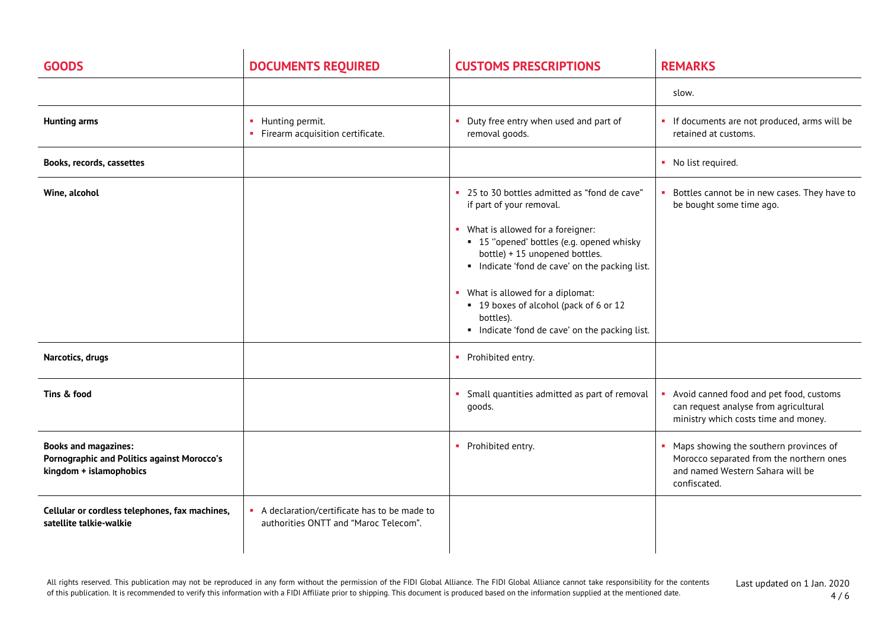| GOODS | DOCUMENTS REQUIRED | CUSTOMS PRESCRIPTIONS | REMARKS |
|---|---|---|---|
| | | | slow. |
| **Hunting arms** | ▪ Hunting permit.<br>▪ Firearm acquisition certificate. | ▪ Duty free entry when used and part of removal goods. | ▪ If documents are not produced, arms will be retained at customs. |
| **Books, records, cassettes** | | | ▪ No list required. |
| **Wine, alcohol** | | ▪ 25 to 30 bottles admitted as "fond de cave" if part of your removal.<br>▪ What is allowed for a foreigner:<br>  ▪ 15 ''opened' bottles (e.g. opened whisky bottle) + 15 unopened bottles.<br>  ▪ Indicate 'fond de cave' on the packing list.<br>▪ What is allowed for a diplomat:<br>  ▪ 19 boxes of alcohol (pack of 6 or 12 bottles).<br>  ▪ Indicate 'fond de cave' on the packing list. | ▪ Bottles cannot be in new cases. They have to be bought some time ago. |
| **Narcotics, drugs** | | ▪ Prohibited entry. | |
| **Tins & food** | | ▪ Small quantities admitted as part of removal goods. | ▪ Avoid canned food and pet food, customs can request analyse from agricultural ministry which costs time and money. |
| **Books and magazines: Pornographic and Politics against Morocco's kingdom + islamophobics** | | ▪ Prohibited entry. | ▪ Maps showing the southern provinces of Morocco separated from the northern ones and named Western Sahara will be confiscated. |
| **Cellular or cordless telephones, fax machines, satellite talkie-walkie** | ▪ A declaration/certificate has to be made to authorities ONTT and "Maroc Telecom". | | |

All rights reserved. This publication may not be reproduced in any form without the permission of the FIDI Global Alliance. The FIDI Global Alliance cannot take responsibility for the contents of this publication. It is recommended to verify this information with a FIDI Affiliate prior to shipping. This document is produced based on the information supplied at the mentioned date.

Last updated on 1 Jan. 2020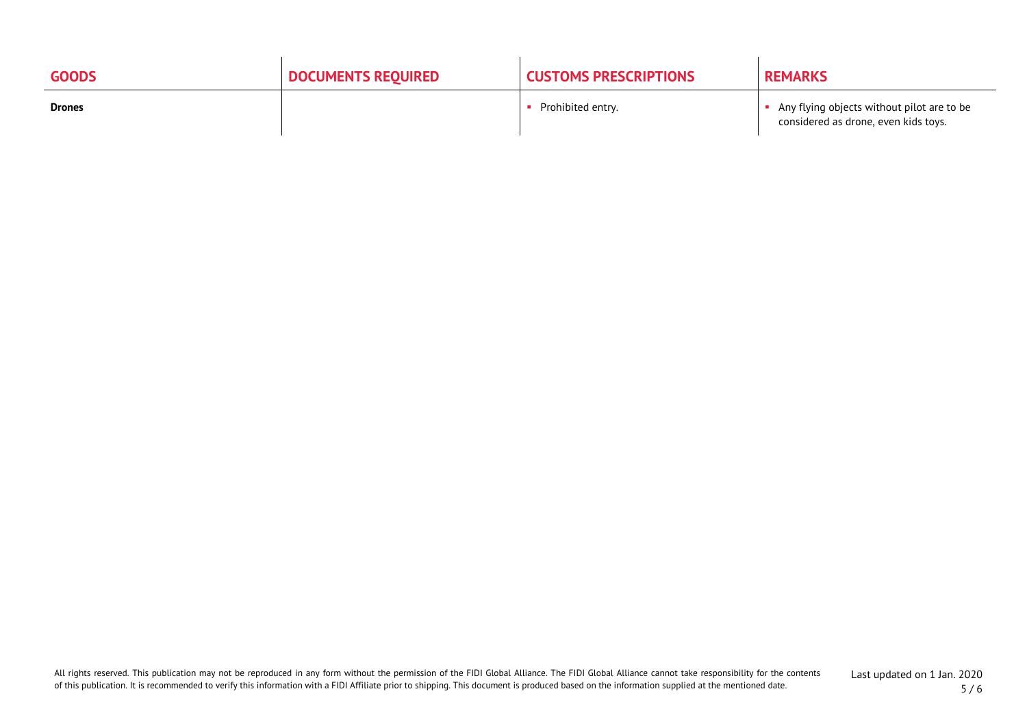| GOODS | DOCUMENTS REQUIRED | CUSTOMS PRESCRIPTIONS | REMARKS |
|---|---|---|---|
| **Drones** | | ▪ Prohibited entry. | ▪ Any flying objects without pilot are to be considered as drone, even kids toys. |

All rights reserved. This publication may not be reproduced in any form without the permission of the FIDI Global Alliance. The FIDI Global Alliance cannot take responsibility for the contents of this publication. It is recommended to verify this information with a FIDI Affiliate prior to shipping. This document is produced based on the information supplied at the mentioned date.

Last updated on 1 Jan. 2020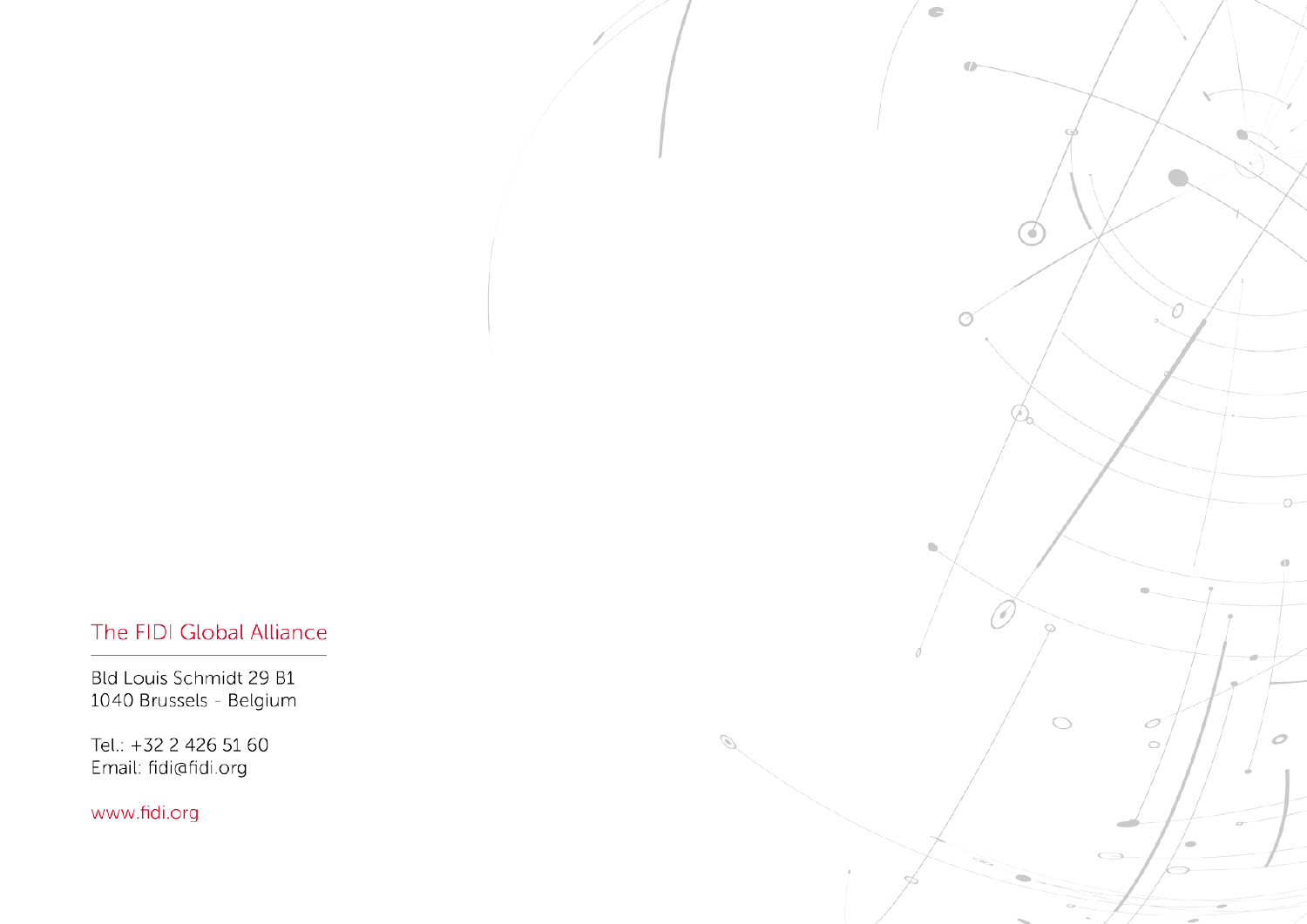The FIDI Global Alliance

Bld Louis Schmidt 29 B1
1040 Brussels - Belgium

Tel.: +32 2 426 51 60
Email: fidi@fidi.org

www.fidi.org